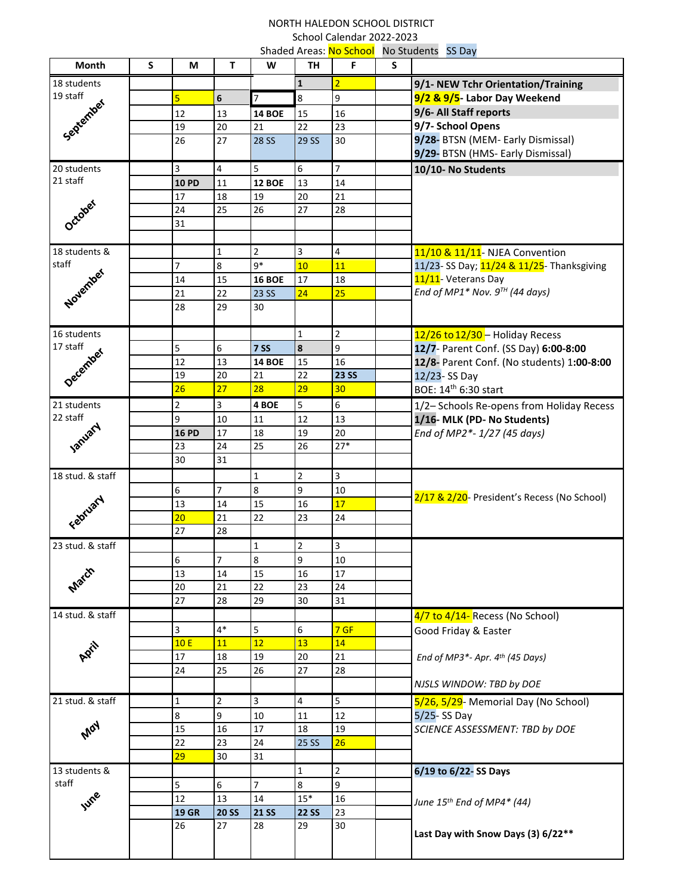NORTH HALEDON SCHOOL DISTRICT

School Calendar 2022-2023

Shaded Areas: No School | No Students | SS Day

| Month | S | M | T | W | TH | F | S | |
|---|---|---|---|---|---|---|---|---|
| 18 students | | | | | 1 | 2 | | 9/1- NEW Tchr Orientation/Training |
| 19 staff | | 5 | 6 | 7 | 8 | 9 | | 9/2 & 9/5- Labor Day Weekend |
| September | | 12 | 13 | 14 BOE | 15 | 16 | | 9/6- All Staff reports |
| | | 19 | 20 | 21 | 22 | 23 | | 9/7- School Opens |
| | | 26 | 27 | 28 SS | 29 SS | 30 | | 9/28- BTSN (MEM- Early Dismissal) |
| | | | | | | | | 9/29- BTSN (HMS- Early Dismissal) |
| 20 students | | 3 | 4 | 5 | 6 | 7 | | 10/10- No Students |
| 21 staff | | 10 PD | 11 | 12 BOE | 13 | 14 | | |
| October | | 17 | 18 | 19 | 20 | 21 | | |
| | | 24 | 25 | 26 | 27 | 28 | | |
| | | 31 | | | | | | |
| 18 students & | | | 1 | 2 | 3 | 4 | | 11/10 & 11/11- NJEA Convention |
| staff | | 7 | 8 | 9* | 10 | 11 | | 11/23- SS Day; 11/24 & 11/25- Thanksgiving |
| November | | 14 | 15 | 16 BOE | 17 | 18 | | 11/11- Veterans Day |
| | | 21 | 22 | 23 SS | 24 | 25 | | *End of MP1\* Nov. 9TH (44 days)* |
| | | 28 | 29 | 30 | | | | |
| 16 students | | | | | 1 | 2 | | 12/26 to 12/30 – Holiday Recess |
| 17 staff | | 5 | 6 | 7 SS | 8 | 9 | | 12/7- Parent Conf. (SS Day) 6:00-8:00 |
| December | | 12 | 13 | 14 BOE | 15 | 16 | | 12/8- Parent Conf. (No students) 1:00-8:00 |
| | | 19 | 20 | 21 | 22 | 23 SS | | 12/23- SS Day |
| | | 26 | 27 | 28 | 29 | 30 | | BOE: 14th 6:30 start |
| 21 students | | 2 | 3 | 4 BOE | 5 | 6 | | 1/2– Schools Re-opens from Holiday Recess |
| 22 staff | | 9 | 10 | 11 | 12 | 13 | | 1/16- MLK (PD- No Students) |
| January | | 16 PD | 17 | 18 | 19 | 20 | | *End of MP2\*- 1/27 (45 days)* |
| | | 23 | 24 | 25 | 26 | 27* | | |
| | | 30 | 31 | | | | | |
| 18 stud. & staff | | | | 1 | 2 | 3 | | |
| | | 6 | 7 | 8 | 9 | 10 | | 2/17 & 2/20- President's Recess (No School) |
| February | | 13 | 14 | 15 | 16 | 17 | | |
| | | 20 | 21 | 22 | 23 | 24 | | |
| | | 27 | 28 | | | | | |
| 23 stud. & staff | | | | 1 | 2 | 3 | | |
| | | 6 | 7 | 8 | 9 | 10 | | |
| March | | 13 | 14 | 15 | 16 | 17 | | |
| | | 20 | 21 | 22 | 23 | 24 | | |
| | | 27 | 28 | 29 | 30 | 31 | | |
| 14 stud. & staff | | | | | | | | 4/7 to 4/14- Recess (No School) |
| | | 3 | 4* | 5 | 6 | 7 GF | | Good Friday & Easter |
| April | | 10 E | 11 | 12 | 13 | 14 | | |
| | | 17 | 18 | 19 | 20 | 21 | | *End of MP3\*- Apr. 4th (45 Days)* |
| | | 24 | 25 | 26 | 27 | 28 | | |
| | | | | | | | | *NJSLS WINDOW: TBD by DOE* |
| 21 stud. & staff | | 1 | 2 | 3 | 4 | 5 | | 5/26, 5/29- Memorial Day (No School) |
| | | 8 | 9 | 10 | 11 | 12 | | 5/25- SS Day |
| May | | 15 | 16 | 17 | 18 | 19 | | *SCIENCE ASSESSMENT: TBD by DOE* |
| | | 22 | 23 | 24 | 25 SS | 26 | | |
| | | 29 | 30 | 31 | | | | |
| 13 students & | | | | | 1 | 2 | | 6/19 to 6/22- SS Days |
| staff | | 5 | 6 | 7 | 8 | 9 | | |
| June | | 12 | 13 | 14 | 15* | 16 | | *June 15th End of MP4\* (44)* |
| | | 19 GR | 20 SS | 21 SS | 22 SS | 23 | | |
| | | 26 | 27 | 28 | 29 | 30 | | Last Day with Snow Days (3) 6/22** |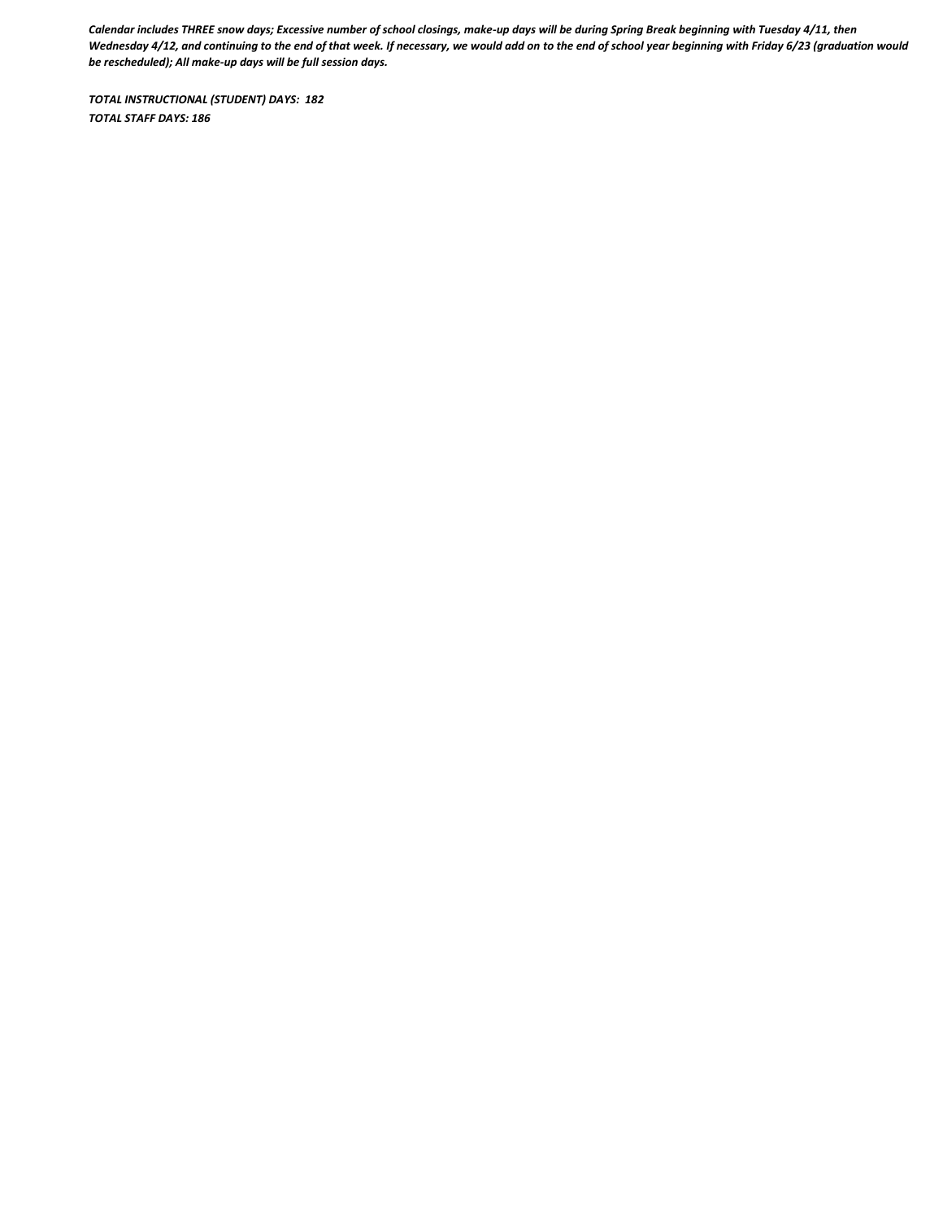***Calendar includes THREE snow days; Excessive number of school closings, make-up days will be during Spring Break beginning with Tuesday 4/11, then Wednesday 4/12, and continuing to the end of that week. If necessary, we would add on to the end of school year beginning with Friday 6/23 (graduation would be rescheduled); All make-up days will be full session days.***

***TOTAL INSTRUCTIONAL (STUDENT) DAYS: 182***
***TOTAL STAFF DAYS: 186***